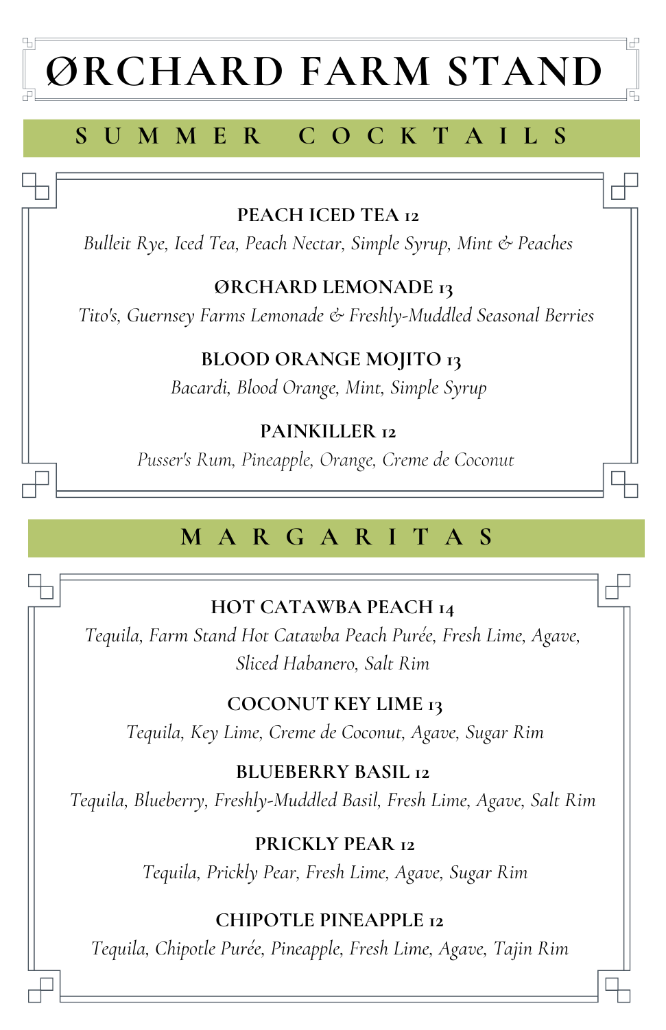# ØRCHARD FARM STAND

## SUMMER COCKTAILS

**PEACH ICED TEA 12**

*Bulleit Rye, Iced Tea, Peach Nectar, Simple Syrup, Mint & Peaches*

**ØRCHARD LEMONADE 13**

*Tito's, Guernsey Farms Lemonade & Freshly-Muddled Seasonal Berries*

**BLOOD ORANGE MOJITO 13**

*Bacardi, Blood Orange, Mint, Simple Syrup*

**PAINKILLER 12**

*Pusser's Rum, Pineapple, Orange, Creme de Coconut*

## MARGARITAS

**HOT CATAWBA PEACH 14**

*Tequila, Farm Stand Hot Catawba Peach Purée, Fresh Lime, Agave, Sliced Habanero, Salt Rim*

**COCONUT KEY LIME 13**

*Tequila, Key Lime, Creme de Coconut, Agave, Sugar Rim*

**BLUEBERRY BASIL 12**

*Tequila, Blueberry, Freshly-Muddled Basil, Fresh Lime, Agave, Salt Rim*

**PRICKLY PEAR 12**

*Tequila, Prickly Pear, Fresh Lime, Agave, Sugar Rim*

**CHIPOTLE PINEAPPLE 12**

*Tequila, Chipotle Purée, Pineapple, Fresh Lime, Agave, Tajin Rim*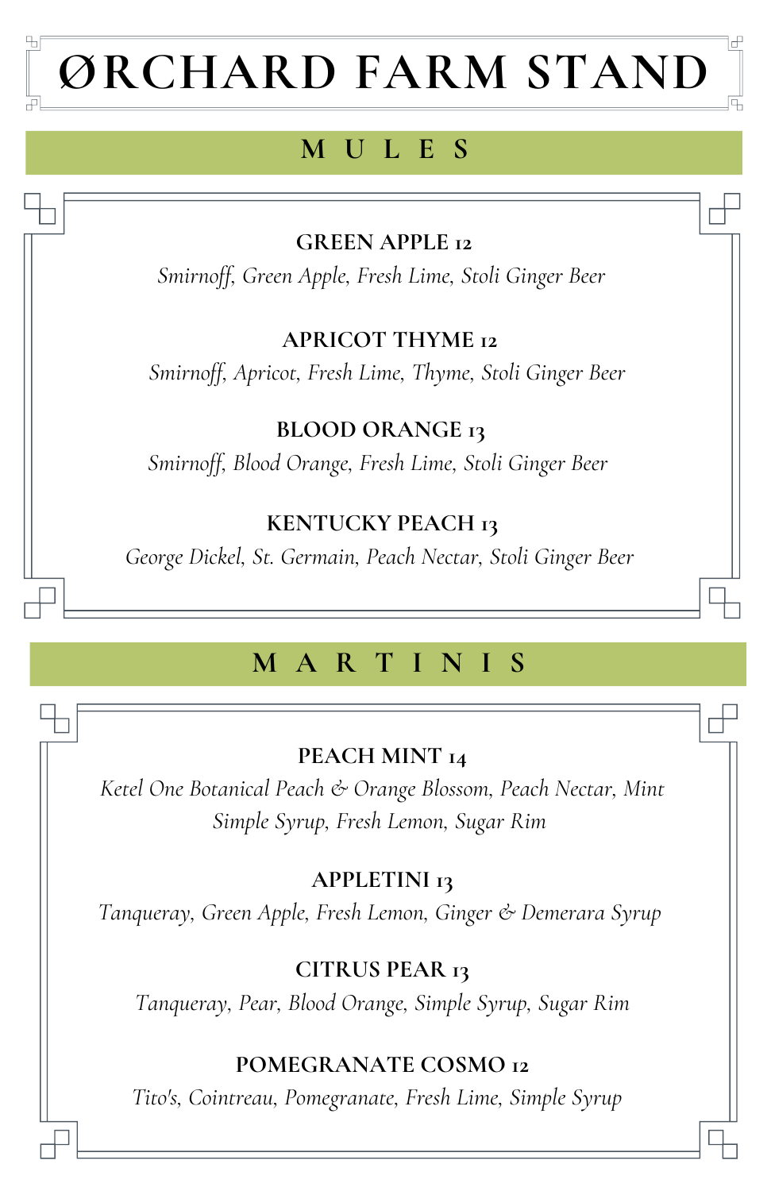# ØRCHARD FARM STAND

## M U L E S

**GREEN APPLE 12**
*Smirnoff, Green Apple, Fresh Lime, Stoli Ginger Beer*

**APRICOT THYME 12**
*Smirnoff, Apricot, Fresh Lime, Thyme, Stoli Ginger Beer*

**BLOOD ORANGE 13**
*Smirnoff, Blood Orange, Fresh Lime, Stoli Ginger Beer*

**KENTUCKY PEACH 13**
*George Dickel, St. Germain, Peach Nectar, Stoli Ginger Beer*

## M A R T I N I S

**PEACH MINT 14**
*Ketel One Botanical Peach & Orange Blossom, Peach Nectar, Mint Simple Syrup, Fresh Lemon, Sugar Rim*

**APPLETINI 13**
*Tanqueray, Green Apple, Fresh Lemon, Ginger & Demerara Syrup*

**CITRUS PEAR 13**
*Tanqueray, Pear, Blood Orange, Simple Syrup, Sugar Rim*

**POMEGRANATE COSMO 12**
*Tito's, Cointreau, Pomegranate, Fresh Lime, Simple Syrup*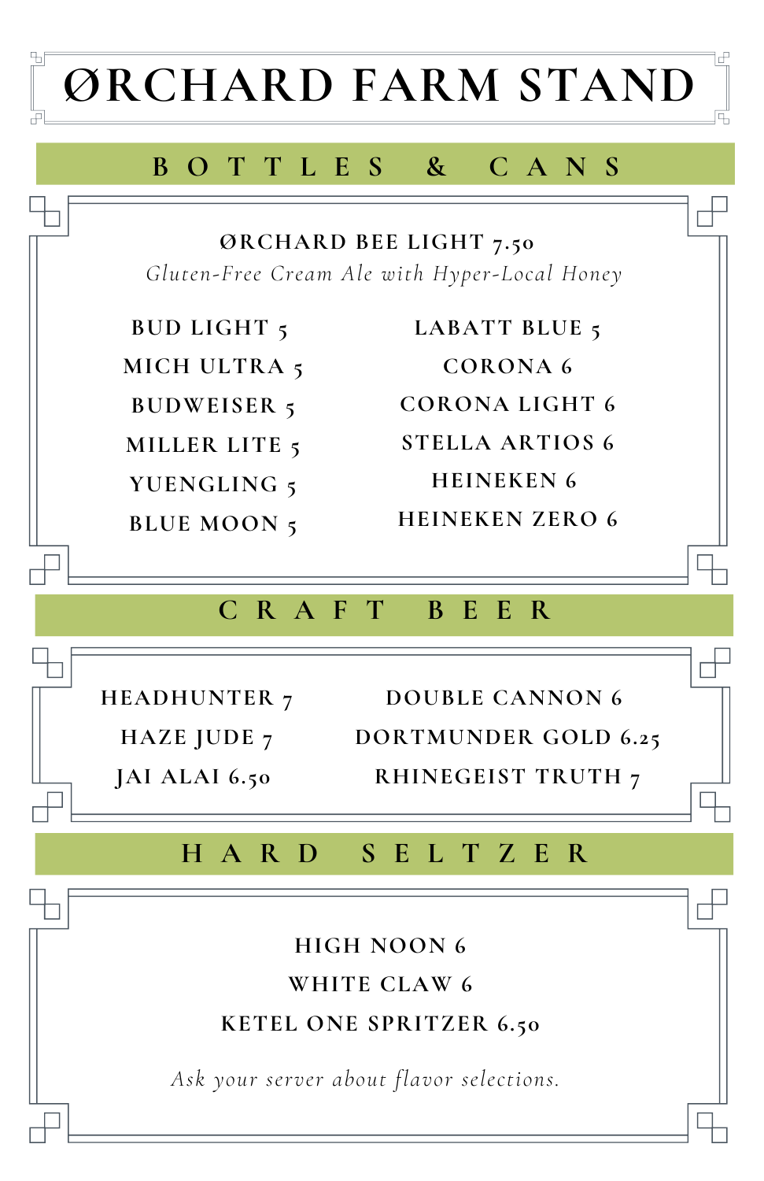# ØRCHARD FARM STAND

## BOTTLES & CANS

**ØRCHARD BEE LIGHT 7.50**

*Gluten-Free Cream Ale with Hyper-Local Honey*

- BUD LIGHT 5
- MICH ULTRA 5
- BUDWEISER 5
- MILLER LITE 5
- YUENGLING 5
- BLUE MOON 5
- LABATT BLUE 5
- CORONA 6
- CORONA LIGHT 6
- STELLA ARTIOS 6
- HEINEKEN 6
- HEINEKEN ZERO 6

## CRAFT BEER

- HEADHUNTER 7
- HAZE JUDE 7
- JAI ALAI 6.50
- DOUBLE CANNON 6
- DORTMUNDER GOLD 6.25
- RHINEGEIST TRUTH 7

## HARD SELTZER

- HIGH NOON 6
- WHITE CLAW 6
- KETEL ONE SPRITZER 6.50

*Ask your server about flavor selections.*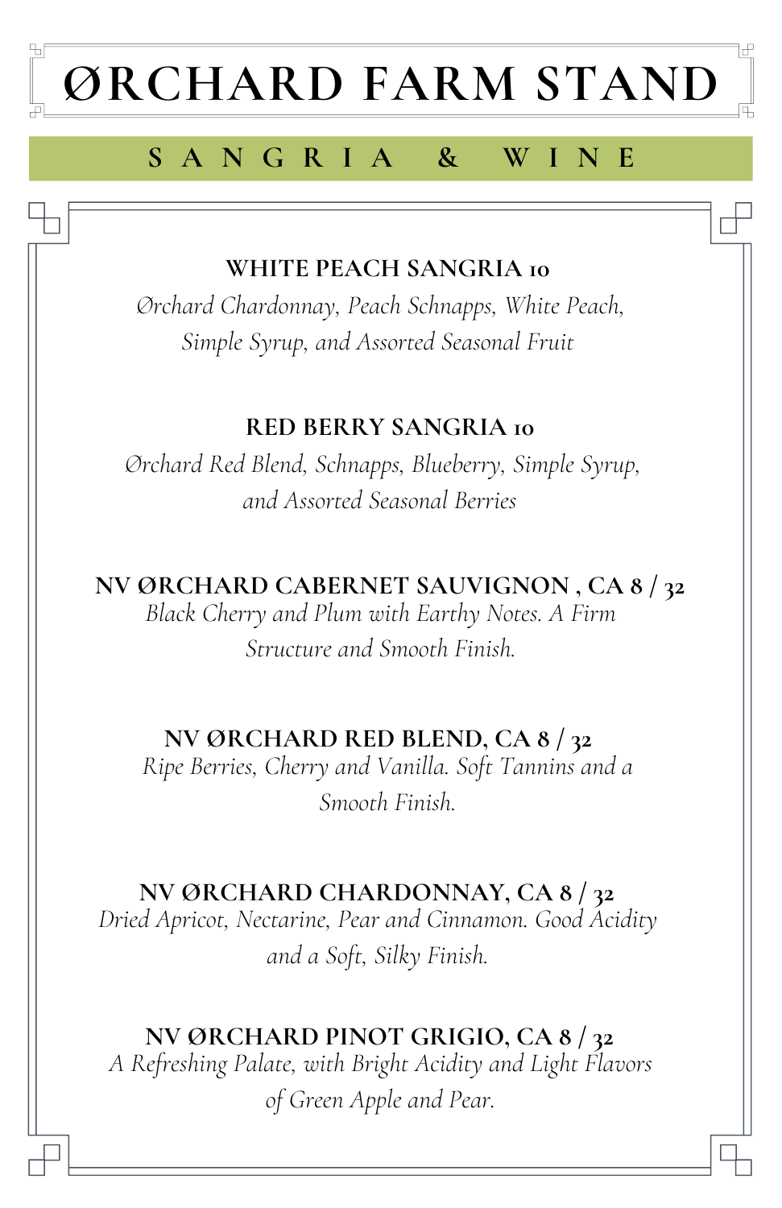# ØRCHARD FARM STAND

## SANGRIA & WINE

**WHITE PEACH SANGRIA 10**

*Ørchard Chardonnay, Peach Schnapps, White Peach, Simple Syrup, and Assorted Seasonal Fruit*

**RED BERRY SANGRIA 10**

*Ørchard Red Blend, Schnapps, Blueberry, Simple Syrup, and Assorted Seasonal Berries*

**NV ØRCHARD CABERNET SAUVIGNON , CA 8 / 32**

*Black Cherry and Plum with Earthy Notes. A Firm Structure and Smooth Finish.*

**NV ØRCHARD RED BLEND, CA 8 / 32**

*Ripe Berries, Cherry and Vanilla. Soft Tannins and a Smooth Finish.*

**NV ØRCHARD CHARDONNAY, CA 8 / 32**

*Dried Apricot, Nectarine, Pear and Cinnamon. Good Acidity and a Soft, Silky Finish.*

**NV ØRCHARD PINOT GRIGIO, CA 8 / 32**

*A Refreshing Palate, with Bright Acidity and Light Flavors of Green Apple and Pear.*